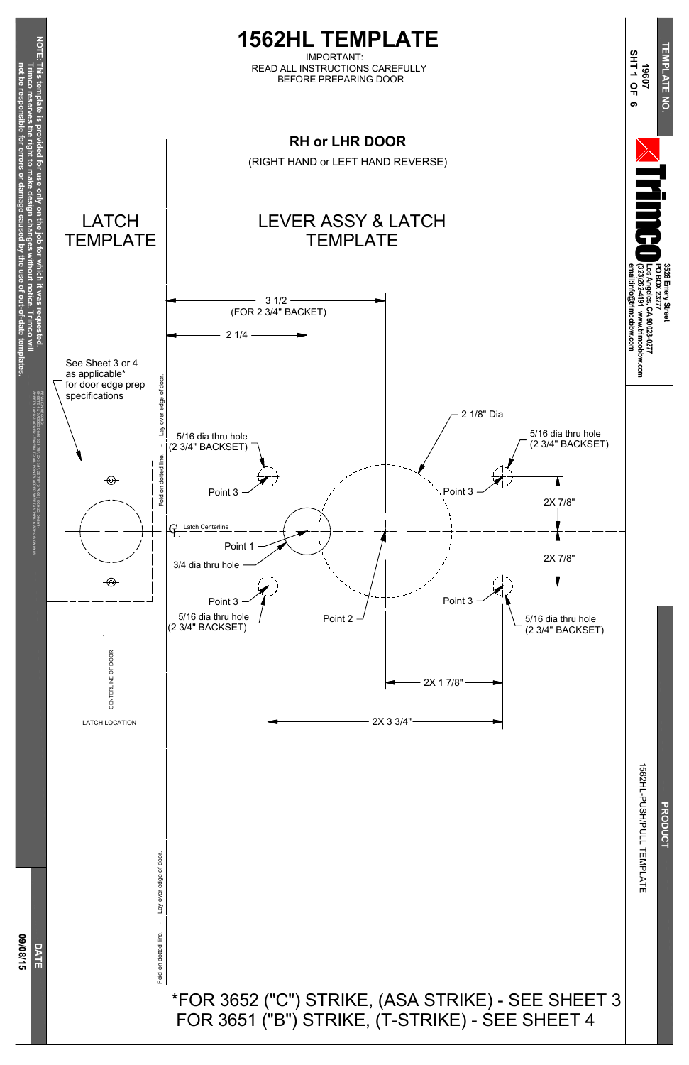# 1562HL TEMPLATE

IMPORTANT:
READ ALL INSTRUCTIONS CAREFULLY
BEFORE PREPARING DOOR

## RH or LHR DOOR

(RIGHT HAND or LEFT HAND REVERSE)

### LATCH TEMPLATE

### LEVER ASSY & LATCH TEMPLATE

3 1/2 (FOR 2 3/4" BACKET)

2 1/4

See Sheet 3 or 4 as applicable* for door edge prep specifications

Fold on dotted line. - Lay over edge of door.

5/16 dia thru hole (2 3/4" BACKSET)

2 1/8" Dia

5/16 dia thru hole (2 3/4" BACKSET)

Point 3

Point 3

2X 7/8"

Latch Centerline

Point 1

3/4 dia thru hole

2X 7/8"

Point 3

Point 3

5/16 dia thru hole (2 3/4" BACKSET)

Point 2

5/16 dia thru hole (2 3/4" BACKSET)

2X 1 7/8"

CENTERLINE OF DOOR

LATCH LOCATION

2X 3 3/4"

Fold on dotted line. - Lay over edge of door.

*FOR 3652 ("C") STRIKE, (ASA STRIKE) - SEE SHEET 3
FOR 3651 ("B") STRIKE, (T-STRIKE) - SEE SHEET 4

**NOTE: This template is provided for use only on the job for which it was requested. Trimco reserves the right to make design changes without notice. Trimco will not be responsible for errors or damage caused by the use of out-of-date templates.**

**DATE** 09/08/15

**TEMPLATE NO.** 19607 SHT 1 OF 6

Trimco
3528 Emery Street
PO BOX 23277
Los Angeles, CA 90023-0277
(323)262-4191 www.trimcobbw.com
email:info@trimcobbw.com

**PRODUCT** 1562HL-PUSH/PULL TEMPLATE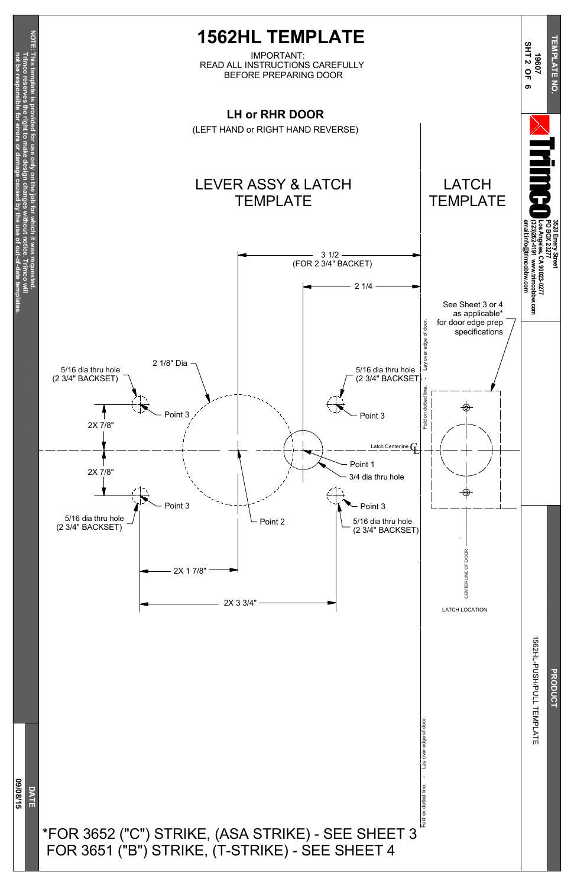# 1562HL TEMPLATE

IMPORTANT:
READ ALL INSTRUCTIONS CAREFULLY
BEFORE PREPARING DOOR

## LH or RHR DOOR

(LEFT HAND or RIGHT HAND REVERSE)

### LEVER ASSY & LATCH TEMPLATE

### LATCH TEMPLATE

3 1/2
(FOR 2 3/4" BACKET)

2 1/4

See Sheet 3 or 4 as applicable* for door edge prep specifications

2 1/8" Dia

5/16 dia thru hole (2 3/4" BACKSET)

Point 3

2X 7/8"

2X 7/8"

Latch Centerline

Point 1

3/4 dia thru hole

Point 2

2X 1 7/8"

2X 3 3/4"

Fold on dotted line. - Lay over edge of door.

CENTERLINE OF DOOR

LATCH LOCATION

*FOR 3652 ("C") STRIKE, (ASA STRIKE) - SEE SHEET 3
FOR 3651 ("B") STRIKE, (T-STRIKE) - SEE SHEET 4

NOTE: This template is provided for use only on the job for which it was requested. Trimco reserves the right to make design changes without notice. Trimco will not be responsible for errors or damage caused by the use of out-of-date templates.

DATE 09/08/15

TEMPLATE NO. 19607 SHT 2 OF 6

Trimco
3528 Emery Street
PO BOX 23277
Los Angeles, CA 90023-0277
(323)262-4191 www.trimcobbw.com
email:info@trimcobbw.com

PRODUCT
1562HL-PUSH/PULL TEMPLATE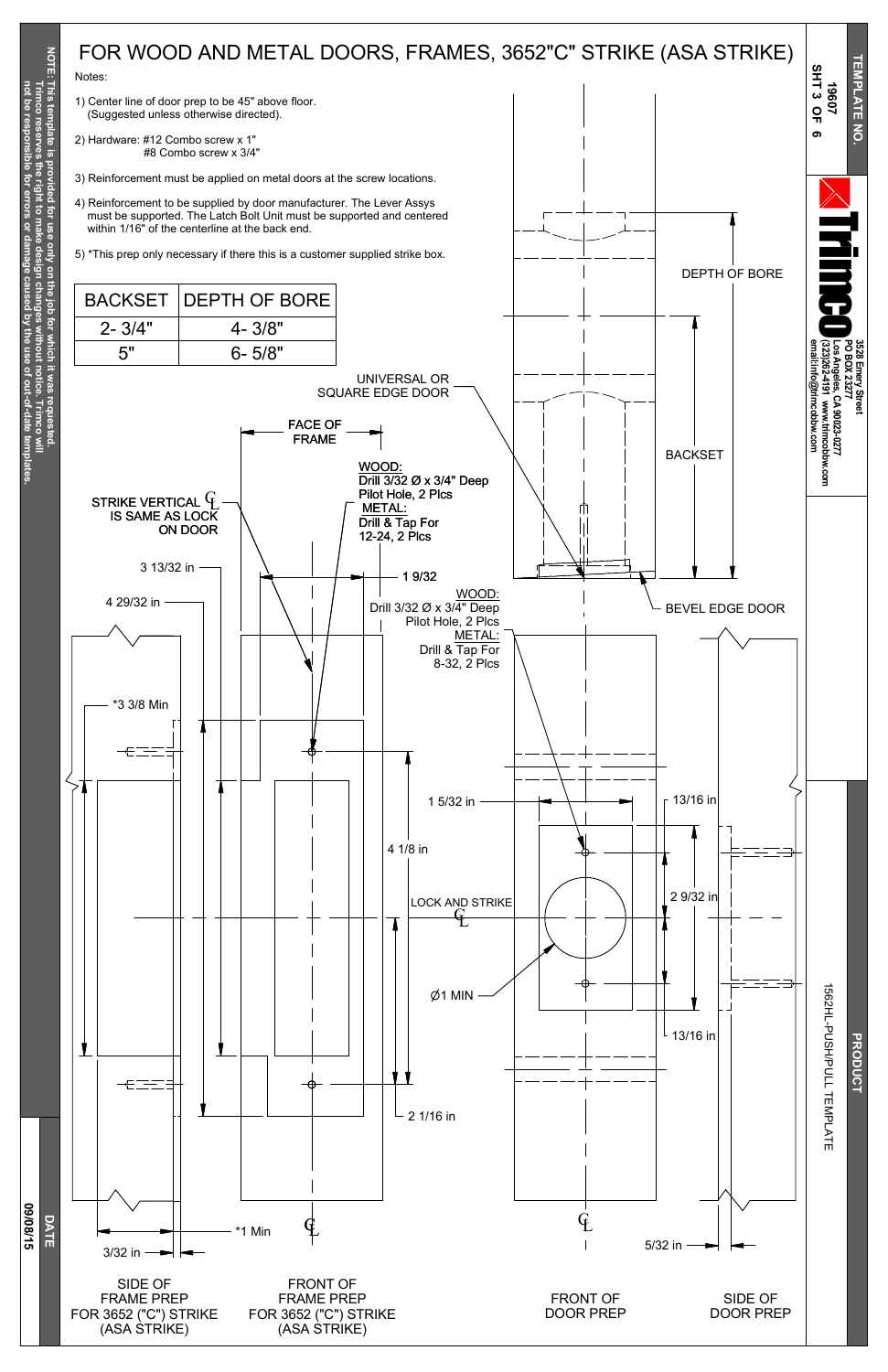# FOR WOOD AND METAL DOORS, FRAMES, 3652"C" STRIKE (ASA STRIKE)

Notes:

1) Center line of door prep to be 45" above floor. (Suggested unless otherwise directed).

2) Hardware: #12 Combo screw x 1"
   #8 Combo screw x 3/4"

3) Reinforcement must be applied on metal doors at the screw locations.

4) Reinforcement to be supplied by door manufacturer. The Lever Assys must be supported. The Latch Bolt Unit must be supported and centered within 1/16" of the centerline at the back end.

5) *This prep only necessary if there this is a customer supplied strike box.

| BACKSET | DEPTH OF BORE |
| --- | --- |
| 2- 3/4" | 4- 3/8" |
| 5" | 6- 5/8" |

DEPTH OF BORE

BACKSET

UNIVERSAL OR SQUARE EDGE DOOR

BEVEL EDGE DOOR

FACE OF FRAME

STRIKE VERTICAL ℄ IS SAME AS LOCK ON DOOR

**WOOD:** Drill 3/32 Ø x 3/4" Deep Pilot Hole, 2 Plcs
**METAL:** Drill & Tap For 12-24, 2 Plcs

**WOOD:** Drill 3/32 Ø x 3/4" Deep Pilot Hole, 2 Plcs
**METAL:** Drill & Tap For 8-32, 2 Plcs

3 13/32 in

4 29/32 in

1 9/32

*3 3/8 Min

1 5/32 in

13/16 in

4 1/8 in

2 9/32 in

LOCK AND STRIKE ℄

Ø1 MIN

13/16 in

2 1/16 in

*1 Min

3/32 in

5/32 in

SIDE OF FRAME PREP FOR 3652 ("C") STRIKE (ASA STRIKE)

FRONT OF FRAME PREP FOR 3652 ("C") STRIKE (ASA STRIKE)

FRONT OF DOOR PREP

SIDE OF DOOR PREP

NOTE: This template is provided for use only on the job for which it was requested. Trimco reserves the right to make design changes without notice. Trimco will not be responsible for errors or damage caused by the use of out-of-date templates.

TEMPLATE NO. 19607 SHT 3 OF 6

Trimco — 3528 Emery Street, PO BOX 23277, Los Angeles, CA 90023-0277, (323)262-4191 www.trimcobbw.com, email:info@trimcobbw.com

PRODUCT: 1562HL-PUSH/PULL TEMPLATE

DATE: 09/08/15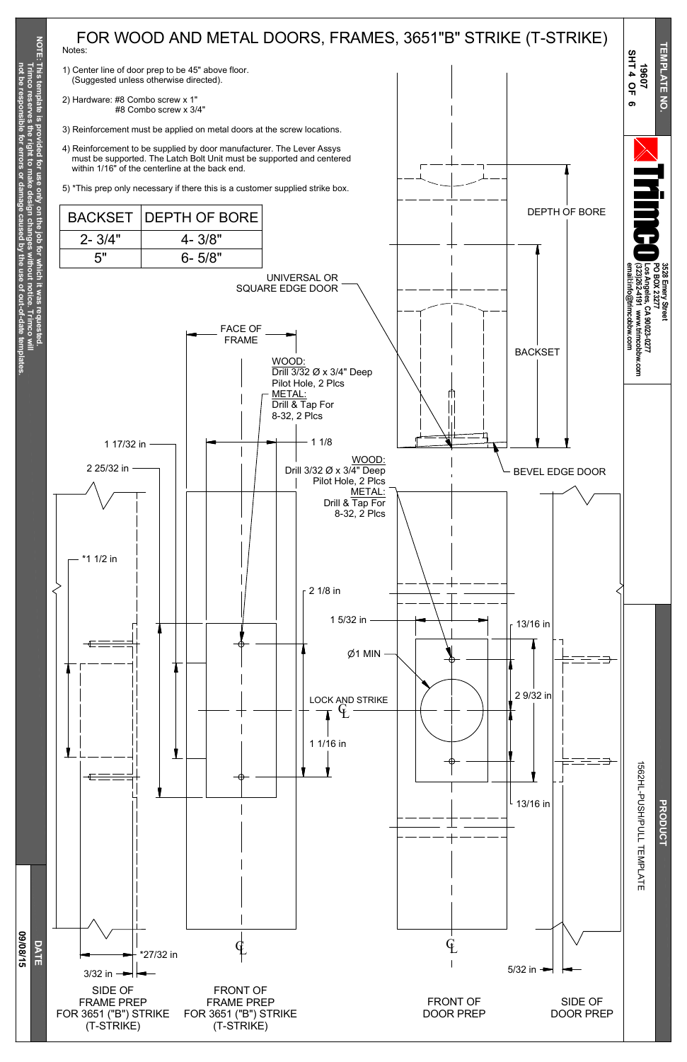# FOR WOOD AND METAL DOORS, FRAMES, 3651"B" STRIKE (T-STRIKE)

Notes:

1) Center line of door prep to be 45" above floor. (Suggested unless otherwise directed).

2) Hardware: #8 Combo screw x 1"
   #8 Combo screw x 3/4"

3) Reinforcement must be applied on metal doors at the screw locations.

4) Reinforcement to be supplied by door manufacturer. The Lever Assys must be supported. The Latch Bolt Unit must be supported and centered within 1/16" of the centerline at the back end.

5) *This prep only necessary if there this is a customer supplied strike box.

| BACKSET | DEPTH OF BORE |
|---|---|
| 2- 3/4" | 4- 3/8" |
| 5" | 6- 5/8" |

UNIVERSAL OR SQUARE EDGE DOOR

DEPTH OF BORE

BACKSET

BEVEL EDGE DOOR

FACE OF FRAME

WOOD: Drill 3/32 Ø x 3/4" Deep Pilot Hole, 2 Plcs
METAL: Drill & Tap For 8-32, 2 Plcs

1 17/32 in

1 1/8

2 25/32 in

WOOD: Drill 3/32 Ø x 3/4" Deep Pilot Hole, 2 Plcs
METAL: Drill & Tap For 8-32, 2 Plcs

*1 1/2 in

2 1/8 in

1 5/32 in

13/16 in

Ø1 MIN

2 9/32 in

LOCK AND STRIKE ℄

1 1/16 in

13/16 in

*27/32 in

3/32 in

5/32 in

SIDE OF FRAME PREP FOR 3651 ("B") STRIKE (T-STRIKE)

FRONT OF FRAME PREP FOR 3651 ("B") STRIKE (T-STRIKE)

FRONT OF DOOR PREP

SIDE OF DOOR PREP

NOTE: This template is provided for use only on the job for which it was requested. Trimco reserves the right to make design changes without notice. Trimco will not be responsible for errors or damage caused by the use of out-of-date templates.

DATE 09/08/15

TEMPLATE NO. 19607 SHT 4 OF 6

Trimco
3528 Emery Street
PO BOX 23277
Los Angeles, CA 90023-0277
(323)262-4191 www.trimcobbw.com
email:info@trimcobbw.com

PRODUCT
1562HL-PUSH/PULL TEMPLATE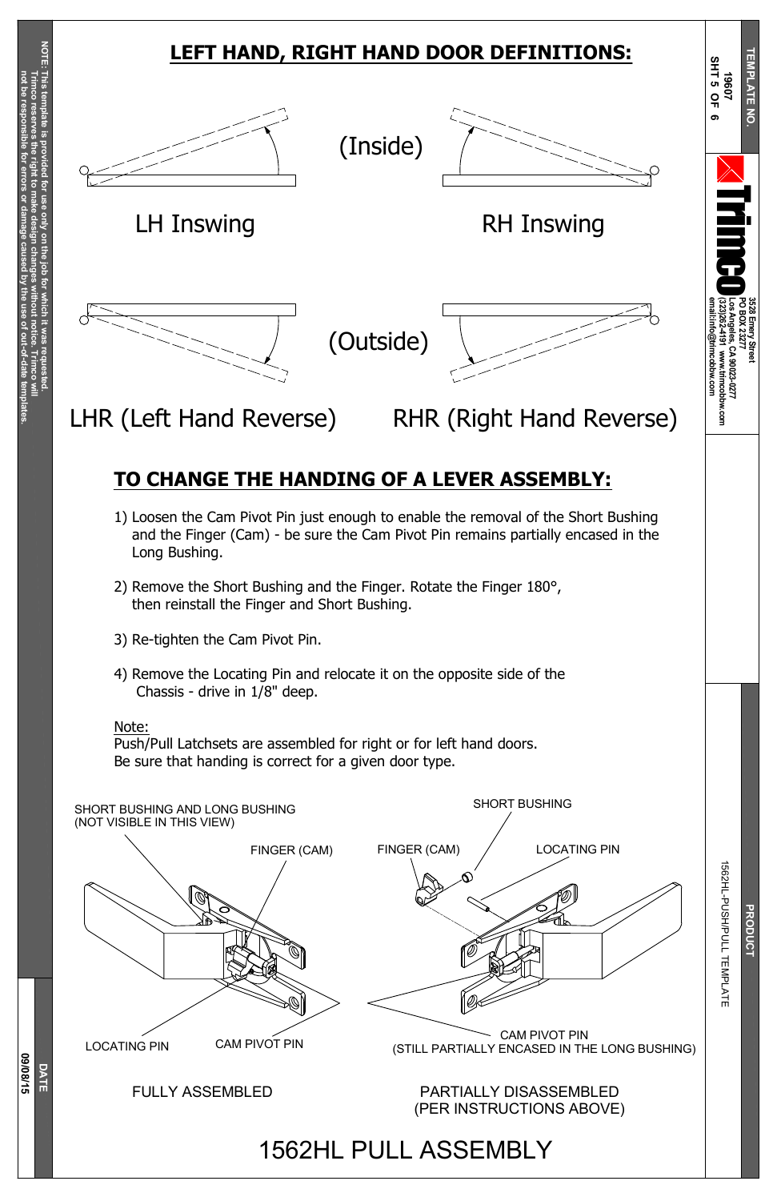## LEFT HAND, RIGHT HAND DOOR DEFINITIONS:

(Inside)

LH Inswing

RH Inswing

(Outside)

LHR (Left Hand Reverse)

RHR (Right Hand Reverse)

## TO CHANGE THE HANDING OF A LEVER ASSEMBLY:

1) Loosen the Cam Pivot Pin just enough to enable the removal of the Short Bushing and the Finger (Cam) - be sure the Cam Pivot Pin remains partially encased in the Long Bushing.

2) Remove the Short Bushing and the Finger. Rotate the Finger 180°, then reinstall the Finger and Short Bushing.

3) Re-tighten the Cam Pivot Pin.

4) Remove the Locating Pin and relocate it on the opposite side of the Chassis - drive in 1/8" deep.

Note:
Push/Pull Latchsets are assembled for right or for left hand doors.
Be sure that handing is correct for a given door type.

SHORT BUSHING AND LONG BUSHING (NOT VISIBLE IN THIS VIEW)

FINGER (CAM)

LOCATING PIN

CAM PIVOT PIN

FULLY ASSEMBLED

SHORT BUSHING

FINGER (CAM)

LOCATING PIN

CAM PIVOT PIN (STILL PARTIALLY ENCASED IN THE LONG BUSHING)

PARTIALLY DISASSEMBLED (PER INSTRUCTIONS ABOVE)

# 1562HL PULL ASSEMBLY

NOTE: This template is provided for use only on the job for which it was requested. Trimco reserves the right to make design changes without notice. Trimco will not be responsible for errors or damage caused by the use of out-of-date templates.

TEMPLATE NO. 19607

Trimco
3528 Emery Street
PO BOX 23277
Los Angeles, CA 90023-0277
(323)262-4191 www.trimcobbw.com
email:info@trimcobbw.com

PRODUCT: 1562HL-PUSH/PULL TEMPLATE

DATE: 09/08/15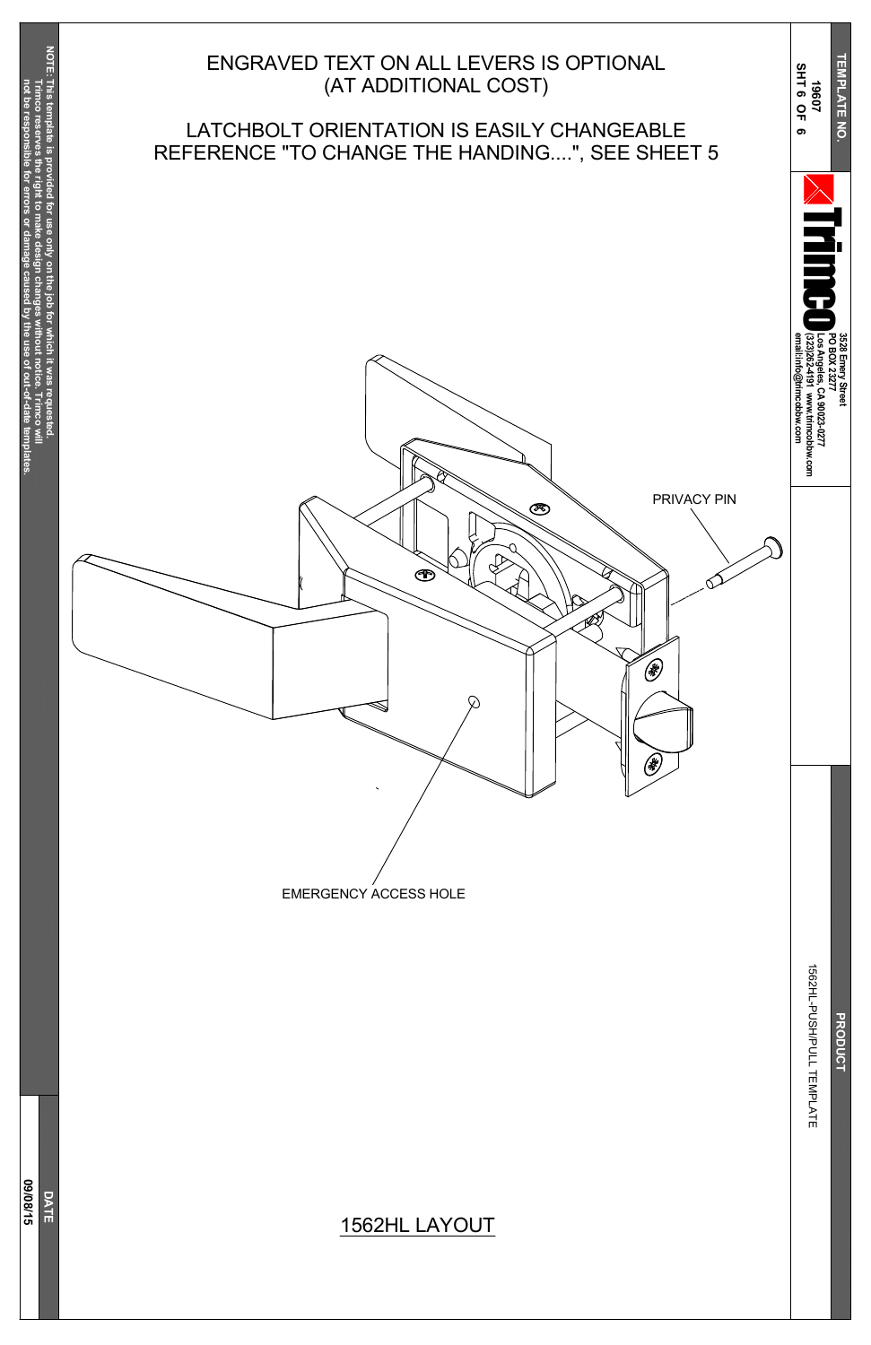ENGRAVED TEXT ON ALL LEVERS IS OPTIONAL
(AT ADDITIONAL COST)

LATCHBOLT ORIENTATION IS EASILY CHANGEABLE
REFERENCE "TO CHANGE THE HANDING....", SEE SHEET 5

PRIVACY PIN

EMERGENCY ACCESS HOLE

1562HL LAYOUT

TEMPLATE NO.
19607
SHT 6 OF 6

Trimco
3528 Emery Street
PO BOX 23277
Los Angeles, CA 90023-0277
(323)262-4191 www.trimcobbw.com
email:info@trimcobbw.com

PRODUCT
1562HL-PUSH/PULL TEMPLATE

NOTE: This template is provided for use only on the job for which it was requested. Trimco reserves the right to make design changes without notice. Trimco will not be responsible for errors or damage caused by the use of out-of-date templates.

DATE
09/08/15